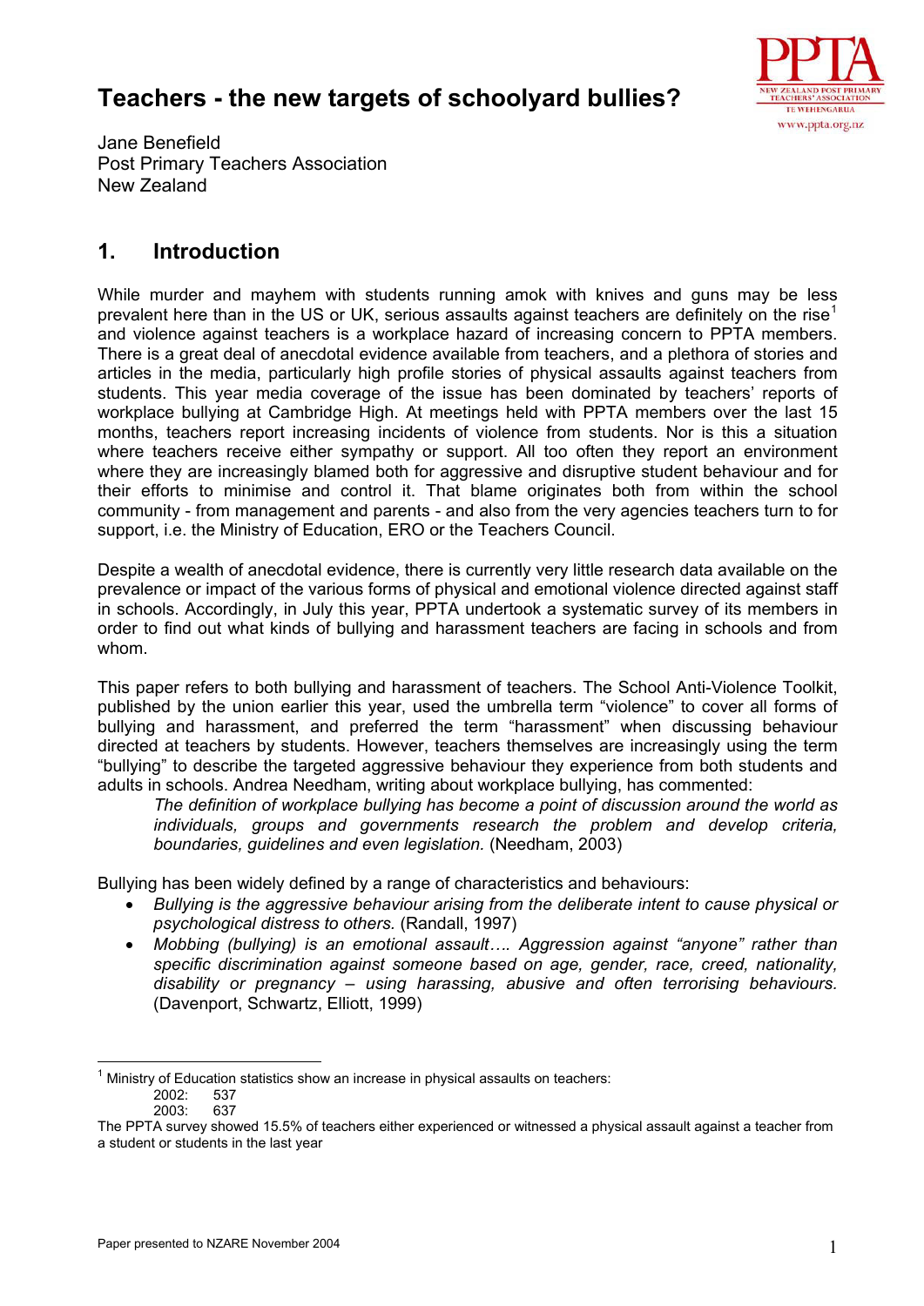# Teachers - the new targets of schoolyard bullies?

Jane Benefield
Post Primary Teachers Association
New Zealand

## 1. Introduction

While murder and mayhem with students running amok with knives and guns may be less prevalent here than in the US or UK, serious assaults against teachers are definitely on the rise[1] and violence against teachers is a workplace hazard of increasing concern to PPTA members. There is a great deal of anecdotal evidence available from teachers, and a plethora of stories and articles in the media, particularly high profile stories of physical assaults against teachers from students. This year media coverage of the issue has been dominated by teachers' reports of workplace bullying at Cambridge High. At meetings held with PPTA members over the last 15 months, teachers report increasing incidents of violence from students. Nor is this a situation where teachers receive either sympathy or support. All too often they report an environment where they are increasingly blamed both for aggressive and disruptive student behaviour and for their efforts to minimise and control it. That blame originates both from within the school community - from management and parents - and also from the very agencies teachers turn to for support, i.e. the Ministry of Education, ERO or the Teachers Council.

Despite a wealth of anecdotal evidence, there is currently very little research data available on the prevalence or impact of the various forms of physical and emotional violence directed against staff in schools. Accordingly, in July this year, PPTA undertook a systematic survey of its members in order to find out what kinds of bullying and harassment teachers are facing in schools and from whom.

This paper refers to both bullying and harassment of teachers. The School Anti-Violence Toolkit, published by the union earlier this year, used the umbrella term "violence" to cover all forms of bullying and harassment, and preferred the term "harassment" when discussing behaviour directed at teachers by students. However, teachers themselves are increasingly using the term "bullying" to describe the targeted aggressive behaviour they experience from both students and adults in schools. Andrea Needham, writing about workplace bullying, has commented:

> *The definition of workplace bullying has become a point of discussion around the world as individuals, groups and governments research the problem and develop criteria, boundaries, guidelines and even legislation.* (Needham, 2003)

Bullying has been widely defined by a range of characteristics and behaviours:

- *Bullying is the aggressive behaviour arising from the deliberate intent to cause physical or psychological distress to others.* (Randall, 1997)
- *Mobbing (bullying) is an emotional assault…. Aggression against "anyone" rather than specific discrimination against someone based on age, gender, race, creed, nationality, disability or pregnancy – using harassing, abusive and often terrorising behaviours.* (Davenport, Schwartz, Elliott, 1999)

---

[1] Ministry of Education statistics show an increase in physical assaults on teachers:
2002: 537
2003: 637
The PPTA survey showed 15.5% of teachers either experienced or witnessed a physical assault against a teacher from a student or students in the last year

Paper presented to NZARE November 2004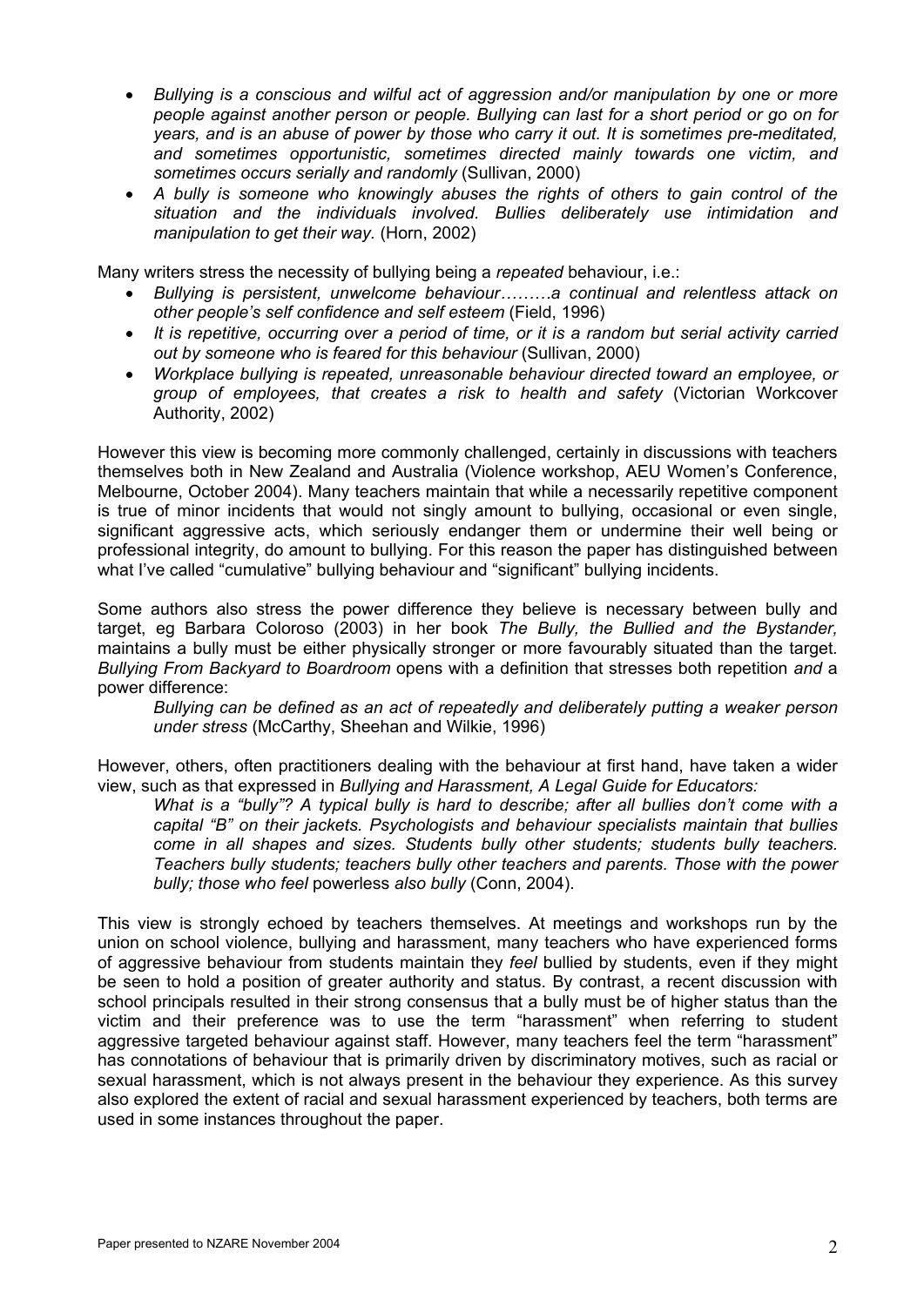- *Bullying is a conscious and wilful act of aggression and/or manipulation by one or more people against another person or people. Bullying can last for a short period or go on for years, and is an abuse of power by those who carry it out. It is sometimes pre-meditated, and sometimes opportunistic, sometimes directed mainly towards one victim, and sometimes occurs serially and randomly* (Sullivan, 2000)
- *A bully is someone who knowingly abuses the rights of others to gain control of the situation and the individuals involved. Bullies deliberately use intimidation and manipulation to get their way.* (Horn, 2002)

Many writers stress the necessity of bullying being a *repeated* behaviour, i.e.:

- *Bullying is persistent, unwelcome behaviour………a continual and relentless attack on other people's self confidence and self esteem* (Field, 1996)
- *It is repetitive, occurring over a period of time, or it is a random but serial activity carried out by someone who is feared for this behaviour* (Sullivan, 2000)
- *Workplace bullying is repeated, unreasonable behaviour directed toward an employee, or group of employees, that creates a risk to health and safety* (Victorian Workcover Authority, 2002)

However this view is becoming more commonly challenged, certainly in discussions with teachers themselves both in New Zealand and Australia (Violence workshop, AEU Women's Conference, Melbourne, October 2004). Many teachers maintain that while a necessarily repetitive component is true of minor incidents that would not singly amount to bullying, occasional or even single, significant aggressive acts, which seriously endanger them or undermine their well being or professional integrity, do amount to bullying. For this reason the paper has distinguished between what I've called "cumulative" bullying behaviour and "significant" bullying incidents.

Some authors also stress the power difference they believe is necessary between bully and target, eg Barbara Coloroso (2003) in her book *The Bully, the Bullied and the Bystander,* maintains a bully must be either physically stronger or more favourably situated than the target. *Bullying From Backyard to Boardroom* opens with a definition that stresses both repetition *and* a power difference:

> *Bullying can be defined as an act of repeatedly and deliberately putting a weaker person under stress* (McCarthy, Sheehan and Wilkie, 1996)

However, others, often practitioners dealing with the behaviour at first hand, have taken a wider view, such as that expressed in *Bullying and Harassment, A Legal Guide for Educators:*

> *What is a "bully"? A typical bully is hard to describe; after all bullies don't come with a capital "B" on their jackets. Psychologists and behaviour specialists maintain that bullies come in all shapes and sizes. Students bully other students; students bully teachers. Teachers bully students; teachers bully other teachers and parents. Those with the power bully; those who feel* powerless *also bully* (Conn, 2004).

This view is strongly echoed by teachers themselves. At meetings and workshops run by the union on school violence, bullying and harassment, many teachers who have experienced forms of aggressive behaviour from students maintain they *feel* bullied by students, even if they might be seen to hold a position of greater authority and status. By contrast, a recent discussion with school principals resulted in their strong consensus that a bully must be of higher status than the victim and their preference was to use the term "harassment" when referring to student aggressive targeted behaviour against staff. However, many teachers feel the term "harassment" has connotations of behaviour that is primarily driven by discriminatory motives, such as racial or sexual harassment, which is not always present in the behaviour they experience. As this survey also explored the extent of racial and sexual harassment experienced by teachers, both terms are used in some instances throughout the paper.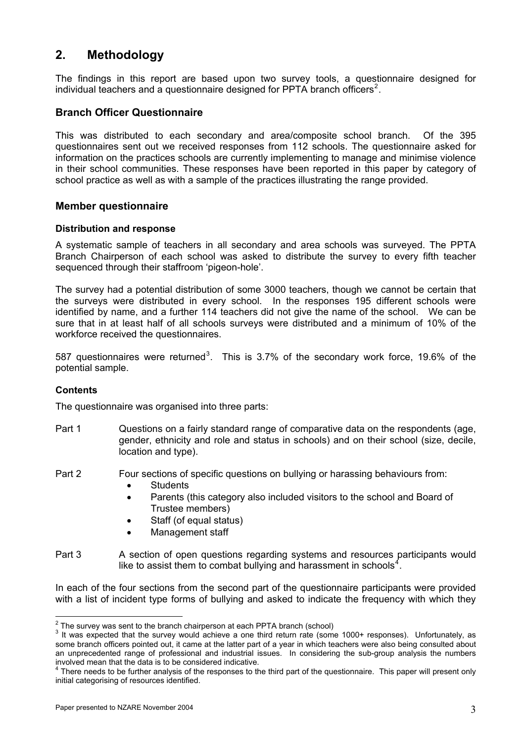## 2. Methodology

The findings in this report are based upon two survey tools, a questionnaire designed for individual teachers and a questionnaire designed for PPTA branch officers[2].

### Branch Officer Questionnaire

This was distributed to each secondary and area/composite school branch. Of the 395 questionnaires sent out we received responses from 112 schools. The questionnaire asked for information on the practices schools are currently implementing to manage and minimise violence in their school communities. These responses have been reported in this paper by category of school practice as well as with a sample of the practices illustrating the range provided.

### Member questionnaire

#### Distribution and response

A systematic sample of teachers in all secondary and area schools was surveyed. The PPTA Branch Chairperson of each school was asked to distribute the survey to every fifth teacher sequenced through their staffroom 'pigeon-hole'.

The survey had a potential distribution of some 3000 teachers, though we cannot be certain that the surveys were distributed in every school. In the responses 195 different schools were identified by name, and a further 114 teachers did not give the name of the school. We can be sure that in at least half of all schools surveys were distributed and a minimum of 10% of the workforce received the questionnaires.

587 questionnaires were returned[3]. This is 3.7% of the secondary work force, 19.6% of the potential sample.

#### Contents

The questionnaire was organised into three parts:

Part 1 Questions on a fairly standard range of comparative data on the respondents (age, gender, ethnicity and role and status in schools) and on their school (size, decile, location and type).

Part 2 Four sections of specific questions on bullying or harassing behaviours from:

- Students
- Parents (this category also included visitors to the school and Board of Trustee members)
- Staff (of equal status)
- Management staff

Part 3 A section of open questions regarding systems and resources participants would like to assist them to combat bullying and harassment in schools[4].

In each of the four sections from the second part of the questionnaire participants were provided with a list of incident type forms of bullying and asked to indicate the frequency with which they

---

[2] The survey was sent to the branch chairperson at each PPTA branch (school)

[3] It was expected that the survey would achieve a one third return rate (some 1000+ responses). Unfortunately, as some branch officers pointed out, it came at the latter part of a year in which teachers were also being consulted about an unprecedented range of professional and industrial issues. In considering the sub-group analysis the numbers involved mean that the data is to be considered indicative.

[4] There needs to be further analysis of the responses to the third part of the questionnaire. This paper will present only initial categorising of resources identified.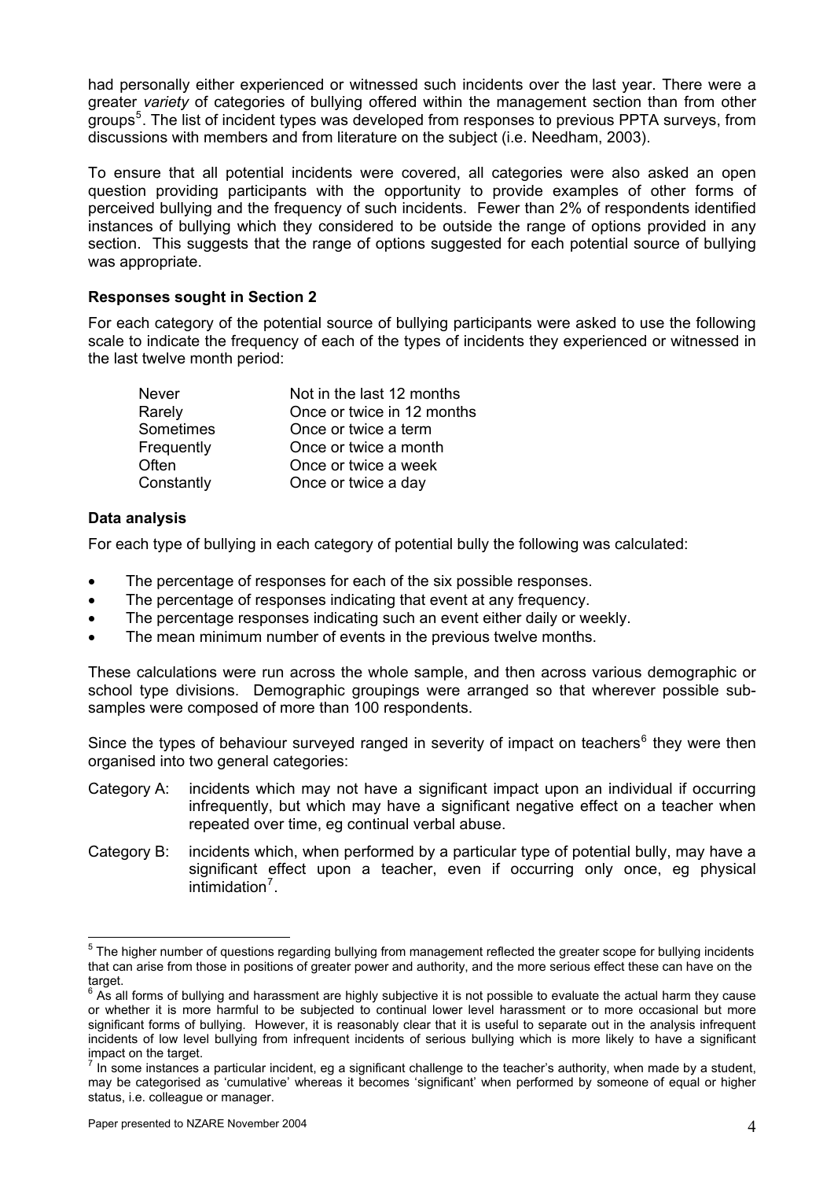had personally either experienced or witnessed such incidents over the last year. There were a greater *variety* of categories of bullying offered within the management section than from other groups[5]. The list of incident types was developed from responses to previous PPTA surveys, from discussions with members and from literature on the subject (i.e. Needham, 2003).

To ensure that all potential incidents were covered, all categories were also asked an open question providing participants with the opportunity to provide examples of other forms of perceived bullying and the frequency of such incidents. Fewer than 2% of respondents identified instances of bullying which they considered to be outside the range of options provided in any section. This suggests that the range of options suggested for each potential source of bullying was appropriate.

### Responses sought in Section 2

For each category of the potential source of bullying participants were asked to use the following scale to indicate the frequency of each of the types of incidents they experienced or witnessed in the last twelve month period:

| | |
|---|---|
| Never | Not in the last 12 months |
| Rarely | Once or twice in 12 months |
| Sometimes | Once or twice a term |
| Frequently | Once or twice a month |
| Often | Once or twice a week |
| Constantly | Once or twice a day |

### Data analysis

For each type of bullying in each category of potential bully the following was calculated:

- The percentage of responses for each of the six possible responses.
- The percentage of responses indicating that event at any frequency.
- The percentage responses indicating such an event either daily or weekly.
- The mean minimum number of events in the previous twelve months.

These calculations were run across the whole sample, and then across various demographic or school type divisions. Demographic groupings were arranged so that wherever possible sub-samples were composed of more than 100 respondents.

Since the types of behaviour surveyed ranged in severity of impact on teachers[6] they were then organised into two general categories:

Category A: incidents which may not have a significant impact upon an individual if occurring infrequently, but which may have a significant negative effect on a teacher when repeated over time, eg continual verbal abuse.

Category B: incidents which, when performed by a particular type of potential bully, may have a significant effect upon a teacher, even if occurring only once, eg physical intimidation[7].

---

[5] The higher number of questions regarding bullying from management reflected the greater scope for bullying incidents that can arise from those in positions of greater power and authority, and the more serious effect these can have on the target.

[6] As all forms of bullying and harassment are highly subjective it is not possible to evaluate the actual harm they cause or whether it is more harmful to be subjected to continual lower level harassment or to more occasional but more significant forms of bullying. However, it is reasonably clear that it is useful to separate out in the analysis infrequent incidents of low level bullying from infrequent incidents of serious bullying which is more likely to have a significant impact on the target.

[7] In some instances a particular incident, eg a significant challenge to the teacher's authority, when made by a student, may be categorised as 'cumulative' whereas it becomes 'significant' when performed by someone of equal or higher status, i.e. colleague or manager.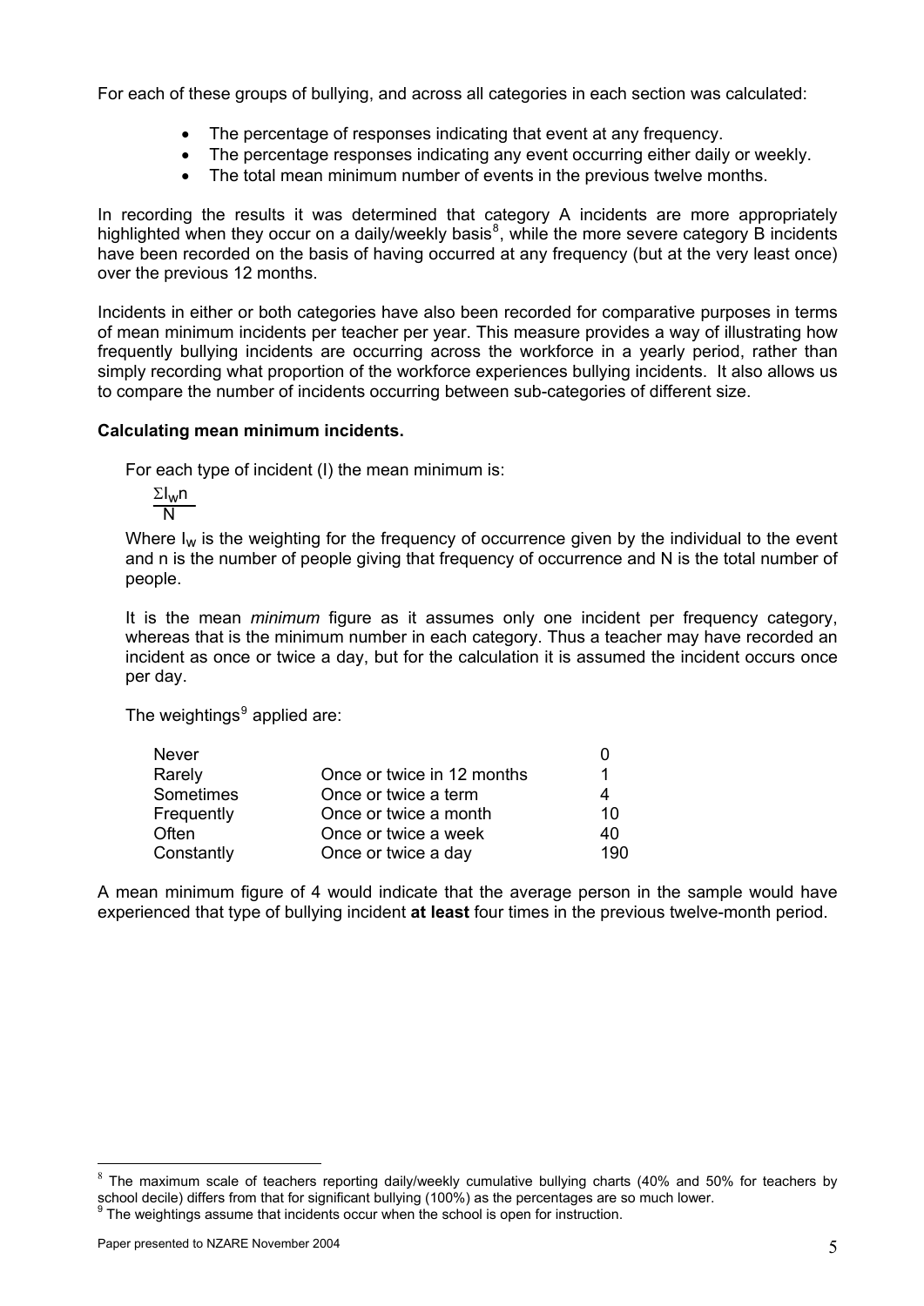For each of these groups of bullying, and across all categories in each section was calculated:

- The percentage of responses indicating that event at any frequency.
- The percentage responses indicating any event occurring either daily or weekly.
- The total mean minimum number of events in the previous twelve months.

In recording the results it was determined that category A incidents are more appropriately highlighted when they occur on a daily/weekly basis[8], while the more severe category B incidents have been recorded on the basis of having occurred at any frequency (but at the very least once) over the previous 12 months.

Incidents in either or both categories have also been recorded for comparative purposes in terms of mean minimum incidents per teacher per year. This measure provides a way of illustrating how frequently bullying incidents are occurring across the workforce in a yearly period, rather than simply recording what proportion of the workforce experiences bullying incidents. It also allows us to compare the number of incidents occurring between sub-categories of different size.

**Calculating mean minimum incidents.**

For each type of incident (I) the mean minimum is:

$$\frac{\Sigma I_w n}{N}$$

Where $I_w$ is the weighting for the frequency of occurrence given by the individual to the event and n is the number of people giving that frequency of occurrence and N is the total number of people.

It is the mean *minimum* figure as it assumes only one incident per frequency category, whereas that is the minimum number in each category. Thus a teacher may have recorded an incident as once or twice a day, but for the calculation it is assumed the incident occurs once per day.

The weightings[9] applied are:

| | | |
|---|---|---|
| Never | | 0 |
| Rarely | Once or twice in 12 months | 1 |
| Sometimes | Once or twice a term | 4 |
| Frequently | Once or twice a month | 10 |
| Often | Once or twice a week | 40 |
| Constantly | Once or twice a day | 190 |

A mean minimum figure of 4 would indicate that the average person in the sample would have experienced that type of bullying incident **at least** four times in the previous twelve-month period.

[8] The maximum scale of teachers reporting daily/weekly cumulative bullying charts (40% and 50% for teachers by school decile) differs from that for significant bullying (100%) as the percentages are so much lower.

[9] The weightings assume that incidents occur when the school is open for instruction.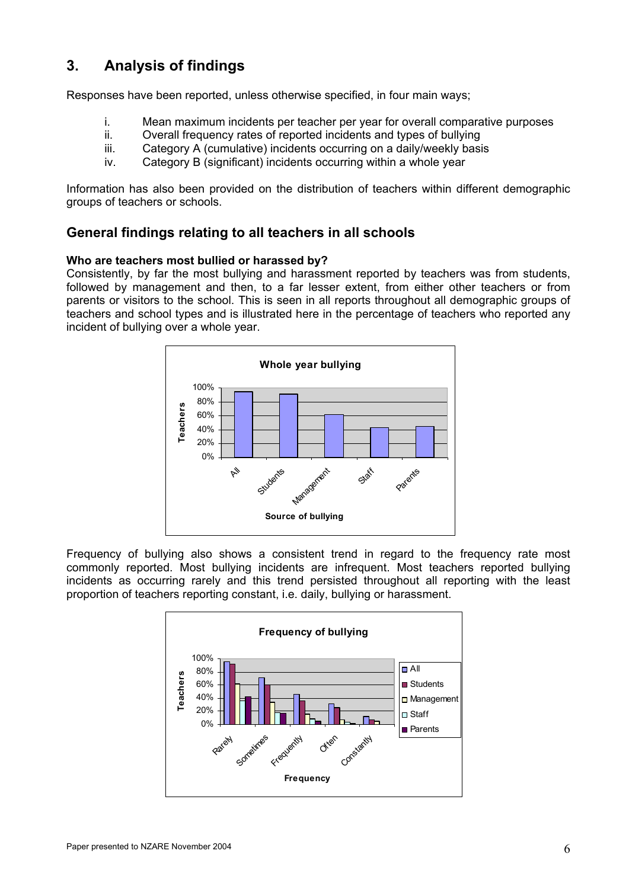## 3. Analysis of findings

Responses have been reported, unless otherwise specified, in four main ways;

i. Mean maximum incidents per teacher per year for overall comparative purposes
ii. Overall frequency rates of reported incidents and types of bullying
iii. Category A (cumulative) incidents occurring on a daily/weekly basis
iv. Category B (significant) incidents occurring within a whole year

Information has also been provided on the distribution of teachers within different demographic groups of teachers or schools.

### General findings relating to all teachers in all schools

**Who are teachers most bullied or harassed by?**

Consistently, by far the most bullying and harassment reported by teachers was from students, followed by management and then, to a far lesser extent, from either other teachers or from parents or visitors to the school. This is seen in all reports throughout all demographic groups of teachers and school types and is illustrated here in the percentage of teachers who reported any incident of bullying over a whole year.

Frequency of bullying also shows a consistent trend in regard to the frequency rate most commonly reported. Most bullying incidents are infrequent. Most teachers reported bullying incidents as occurring rarely and this trend persisted throughout all reporting with the least proportion of teachers reporting constant, i.e. daily, bullying or harassment.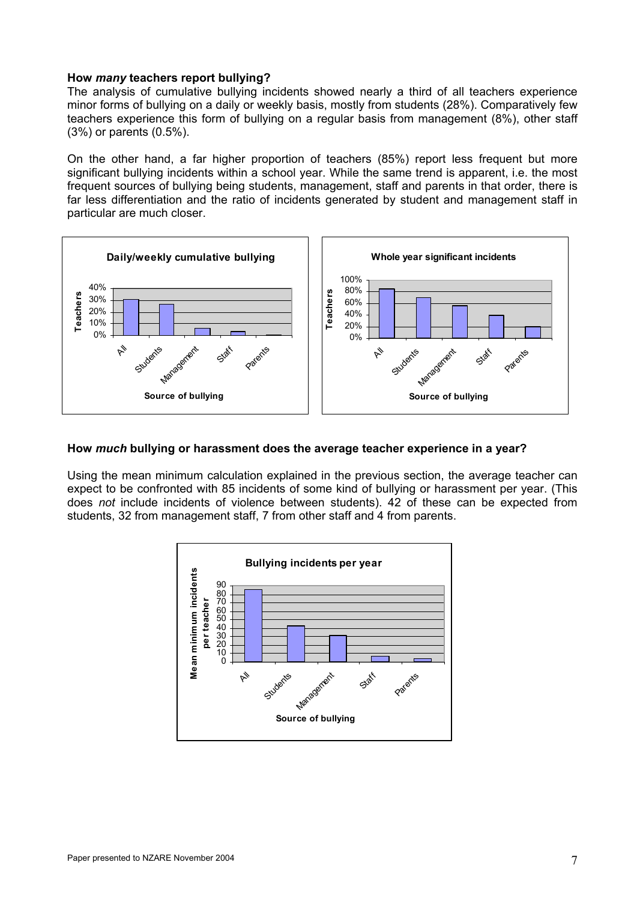### How *many* teachers report bullying?

The analysis of cumulative bullying incidents showed nearly a third of all teachers experience minor forms of bullying on a daily or weekly basis, mostly from students (28%). Comparatively few teachers experience this form of bullying on a regular basis from management (8%), other staff (3%) or parents (0.5%).

On the other hand, a far higher proportion of teachers (85%) report less frequent but more significant bullying incidents within a school year. While the same trend is apparent, i.e. the most frequent sources of bullying being students, management, staff and parents in that order, there is far less differentiation and the ratio of incidents generated by student and management staff in particular are much closer.

### How *much* bullying or harassment does the average teacher experience in a year?

Using the mean minimum calculation explained in the previous section, the average teacher can expect to be confronted with 85 incidents of some kind of bullying or harassment per year. (This does *not* include incidents of violence between students). 42 of these can be expected from students, 32 from management staff, 7 from other staff and 4 from parents.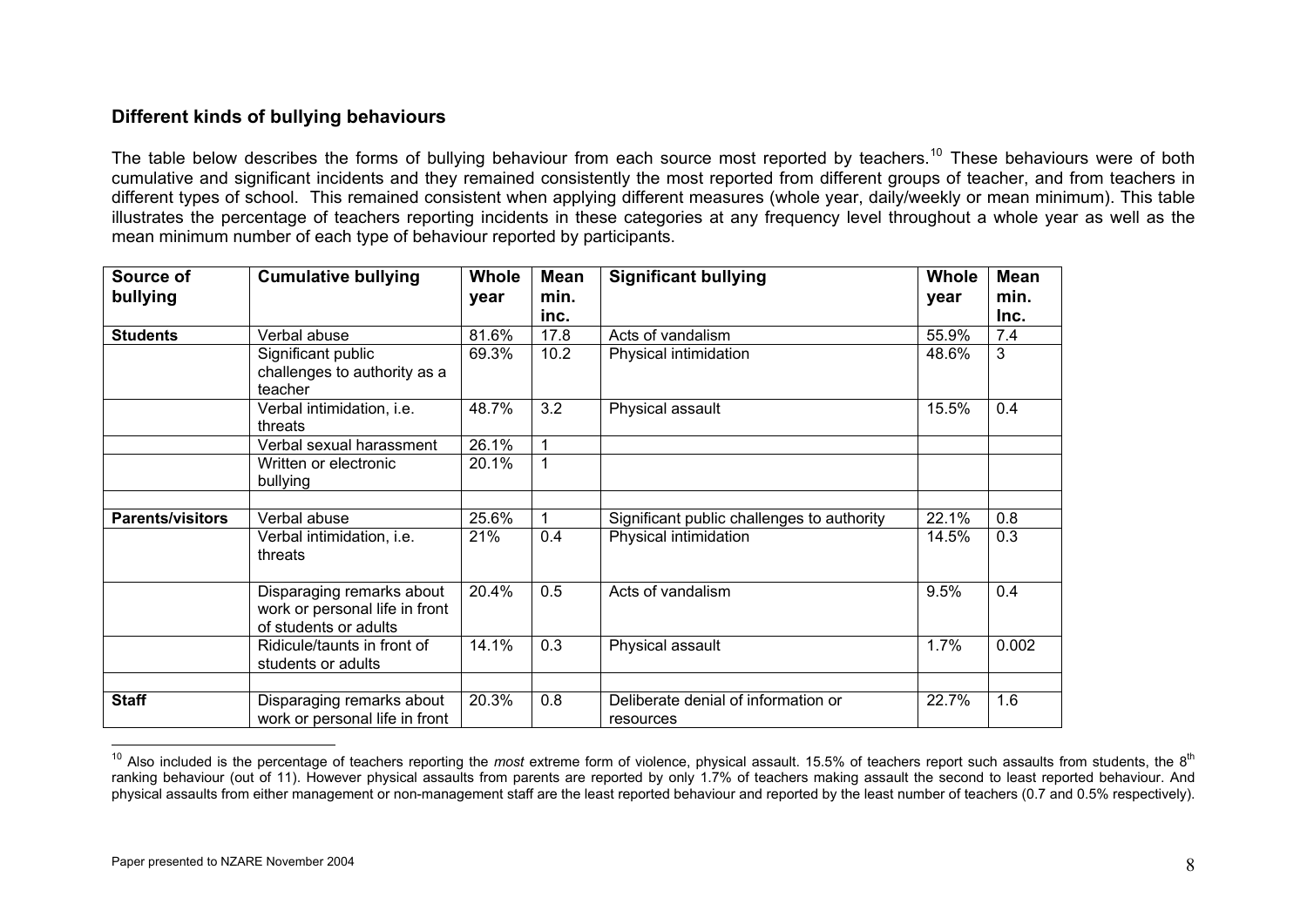## Different kinds of bullying behaviours

The table below describes the forms of bullying behaviour from each source most reported by teachers.[10] These behaviours were of both cumulative and significant incidents and they remained consistently the most reported from different groups of teacher, and from teachers in different types of school. This remained consistent when applying different measures (whole year, daily/weekly or mean minimum). This table illustrates the percentage of teachers reporting incidents in these categories at any frequency level throughout a whole year as well as the mean minimum number of each type of behaviour reported by participants.

| Source of bullying | Cumulative bullying | Whole year | Mean min. inc. | Significant bullying | Whole year | Mean min. Inc. |
|---|---|---|---|---|---|---|
| **Students** | Verbal abuse | 81.6% | 17.8 | Acts of vandalism | 55.9% | 7.4 |
| | Significant public challenges to authority as a teacher | 69.3% | 10.2 | Physical intimidation | 48.6% | 3 |
| | Verbal intimidation, i.e. threats | 48.7% | 3.2 | Physical assault | 15.5% | 0.4 |
| | Verbal sexual harassment | 26.1% | 1 | | | |
| | Written or electronic bullying | 20.1% | 1 | | | |
| | | | | | | |
| **Parents/visitors** | Verbal abuse | 25.6% | 1 | Significant public challenges to authority | 22.1% | 0.8 |
| | Verbal intimidation, i.e. threats | 21% | 0.4 | Physical intimidation | 14.5% | 0.3 |
| | Disparaging remarks about work or personal life in front of students or adults | 20.4% | 0.5 | Acts of vandalism | 9.5% | 0.4 |
| | Ridicule/taunts in front of students or adults | 14.1% | 0.3 | Physical assault | 1.7% | 0.002 |
| | | | | | | |
| **Staff** | Disparaging remarks about work or personal life in front | 20.3% | 0.8 | Deliberate denial of information or resources | 22.7% | 1.6 |

[10] Also included is the percentage of teachers reporting the *most* extreme form of violence, physical assault. 15.5% of teachers report such assaults from students, the 8th ranking behaviour (out of 11). However physical assaults from parents are reported by only 1.7% of teachers making assault the second to least reported behaviour. And physical assaults from either management or non-management staff are the least reported behaviour and reported by the least number of teachers (0.7 and 0.5% respectively).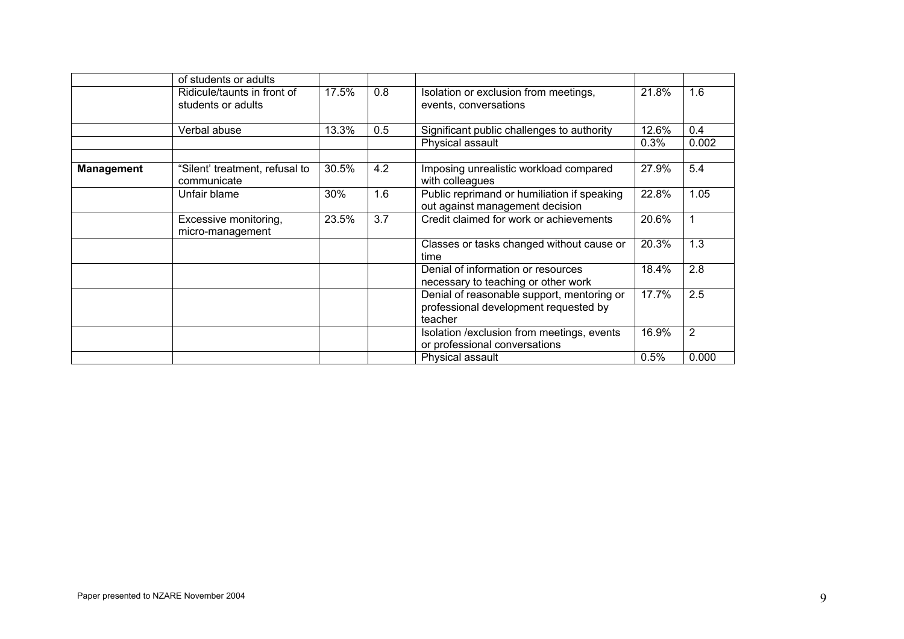| | | | | | | |
|---|---|---|---|---|---|---|
| | of students or adults | | | | | |
| | Ridicule/taunts in front of students or adults | 17.5% | 0.8 | Isolation or exclusion from meetings, events, conversations | 21.8% | 1.6 |
| | Verbal abuse | 13.3% | 0.5 | Significant public challenges to authority | 12.6% | 0.4 |
| | | | | Physical assault | 0.3% | 0.002 |
| | | | | | | |
| **Management** | "Silent' treatment, refusal to communicate | 30.5% | 4.2 | Imposing unrealistic workload compared with colleagues | 27.9% | 5.4 |
| | Unfair blame | 30% | 1.6 | Public reprimand or humiliation if speaking out against management decision | 22.8% | 1.05 |
| | Excessive monitoring, micro-management | 23.5% | 3.7 | Credit claimed for work or achievements | 20.6% | 1 |
| | | | | Classes or tasks changed without cause or time | 20.3% | 1.3 |
| | | | | Denial of information or resources necessary to teaching or other work | 18.4% | 2.8 |
| | | | | Denial of reasonable support, mentoring or professional development requested by teacher | 17.7% | 2.5 |
| | | | | Isolation /exclusion from meetings, events or professional conversations | 16.9% | 2 |
| | | | | Physical assault | 0.5% | 0.000 |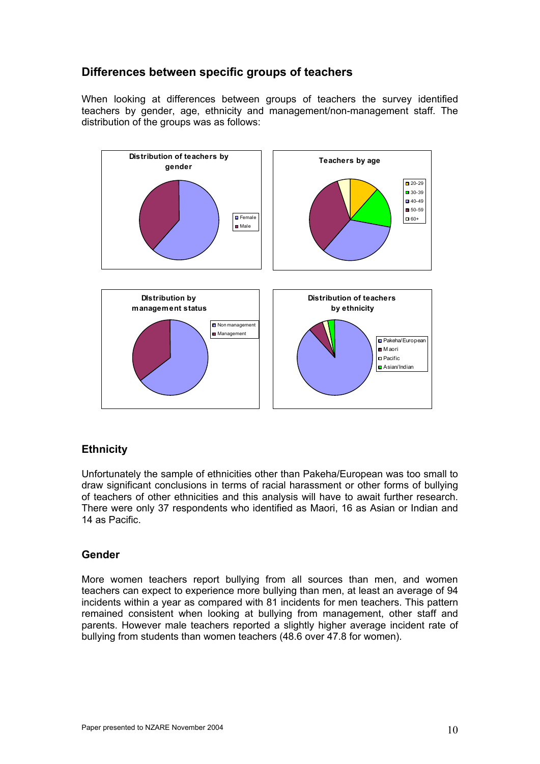## Differences between specific groups of teachers

When looking at differences between groups of teachers the survey identified teachers by gender, age, ethnicity and management/non-management staff. The distribution of the groups was as follows:

## Ethnicity

Unfortunately the sample of ethnicities other than Pakeha/European was too small to draw significant conclusions in terms of racial harassment or other forms of bullying of teachers of other ethnicities and this analysis will have to await further research. There were only 37 respondents who identified as Maori, 16 as Asian or Indian and 14 as Pacific.

## Gender

More women teachers report bullying from all sources than men, and women teachers can expect to experience more bullying than men, at least an average of 94 incidents within a year as compared with 81 incidents for men teachers. This pattern remained consistent when looking at bullying from management, other staff and parents. However male teachers reported a slightly higher average incident rate of bullying from students than women teachers (48.6 over 47.8 for women).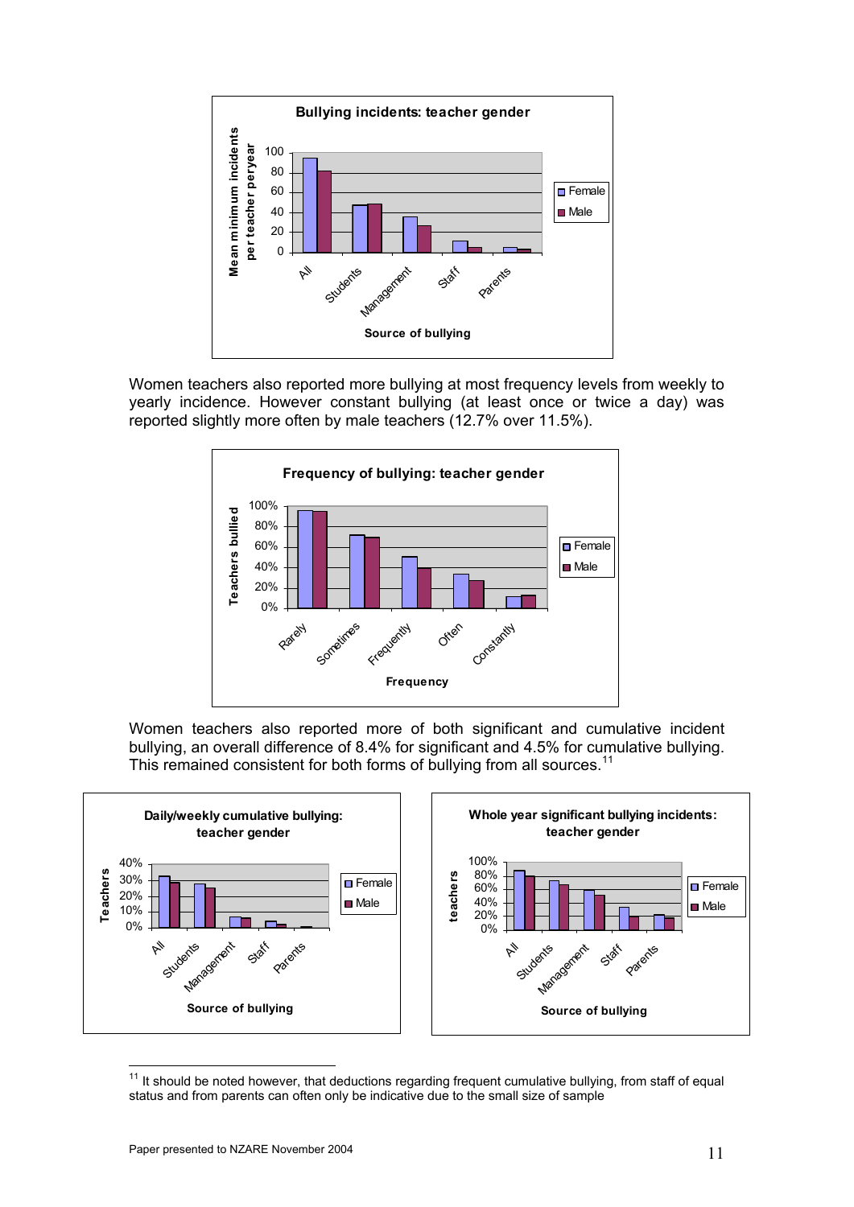**Bullying incidents: teacher gender**

Women teachers also reported more bullying at most frequency levels from weekly to yearly incidence. However constant bullying (at least once or twice a day) was reported slightly more often by male teachers (12.7% over 11.5%).

**Frequency of bullying: teacher gender**

Women teachers also reported more of both significant and cumulative incident bullying, an overall difference of 8.4% for significant and 4.5% for cumulative bullying. This remained consistent for both forms of bullying from all sources.[11]

**Daily/weekly cumulative bullying: teacher gender**

**Whole year significant bullying incidents: teacher gender**

---

[11] It should be noted however, that deductions regarding frequent cumulative bullying, from staff of equal status and from parents can often only be indicative due to the small size of sample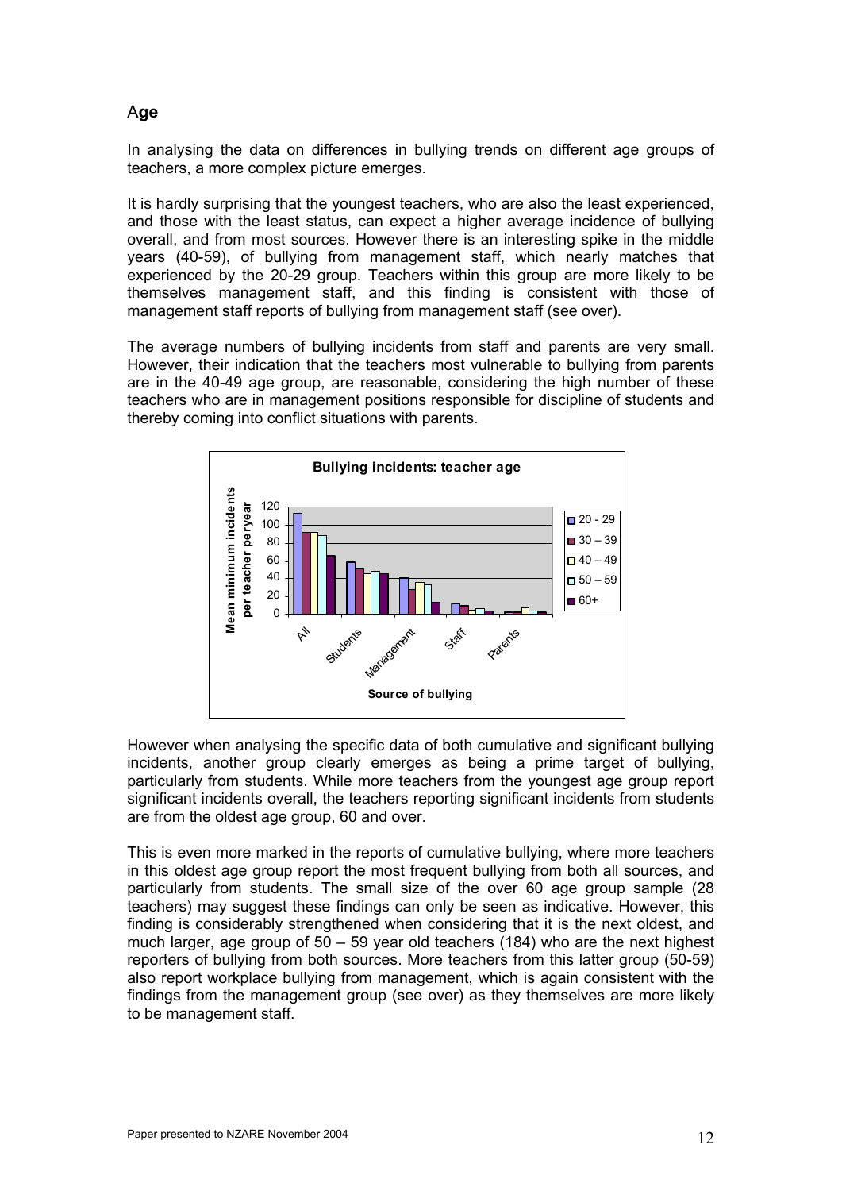## Age

In analysing the data on differences in bullying trends on different age groups of teachers, a more complex picture emerges.

It is hardly surprising that the youngest teachers, who are also the least experienced, and those with the least status, can expect a higher average incidence of bullying overall, and from most sources. However there is an interesting spike in the middle years (40-59), of bullying from management staff, which nearly matches that experienced by the 20-29 group. Teachers within this group are more likely to be themselves management staff, and this finding is consistent with those of management staff reports of bullying from management staff (see over).

The average numbers of bullying incidents from staff and parents are very small. However, their indication that the teachers most vulnerable to bullying from parents are in the 40-49 age group, are reasonable, considering the high number of these teachers who are in management positions responsible for discipline of students and thereby coming into conflict situations with parents.

**Bullying incidents: teacher age**

However when analysing the specific data of both cumulative and significant bullying incidents, another group clearly emerges as being a prime target of bullying, particularly from students. While more teachers from the youngest age group report significant incidents overall, the teachers reporting significant incidents from students are from the oldest age group, 60 and over.

This is even more marked in the reports of cumulative bullying, where more teachers in this oldest age group report the most frequent bullying from both all sources, and particularly from students. The small size of the over 60 age group sample (28 teachers) may suggest these findings can only be seen as indicative. However, this finding is considerably strengthened when considering that it is the next oldest, and much larger, age group of 50 – 59 year old teachers (184) who are the next highest reporters of bullying from both sources. More teachers from this latter group (50-59) also report workplace bullying from management, which is again consistent with the findings from the management group (see over) as they themselves are more likely to be management staff.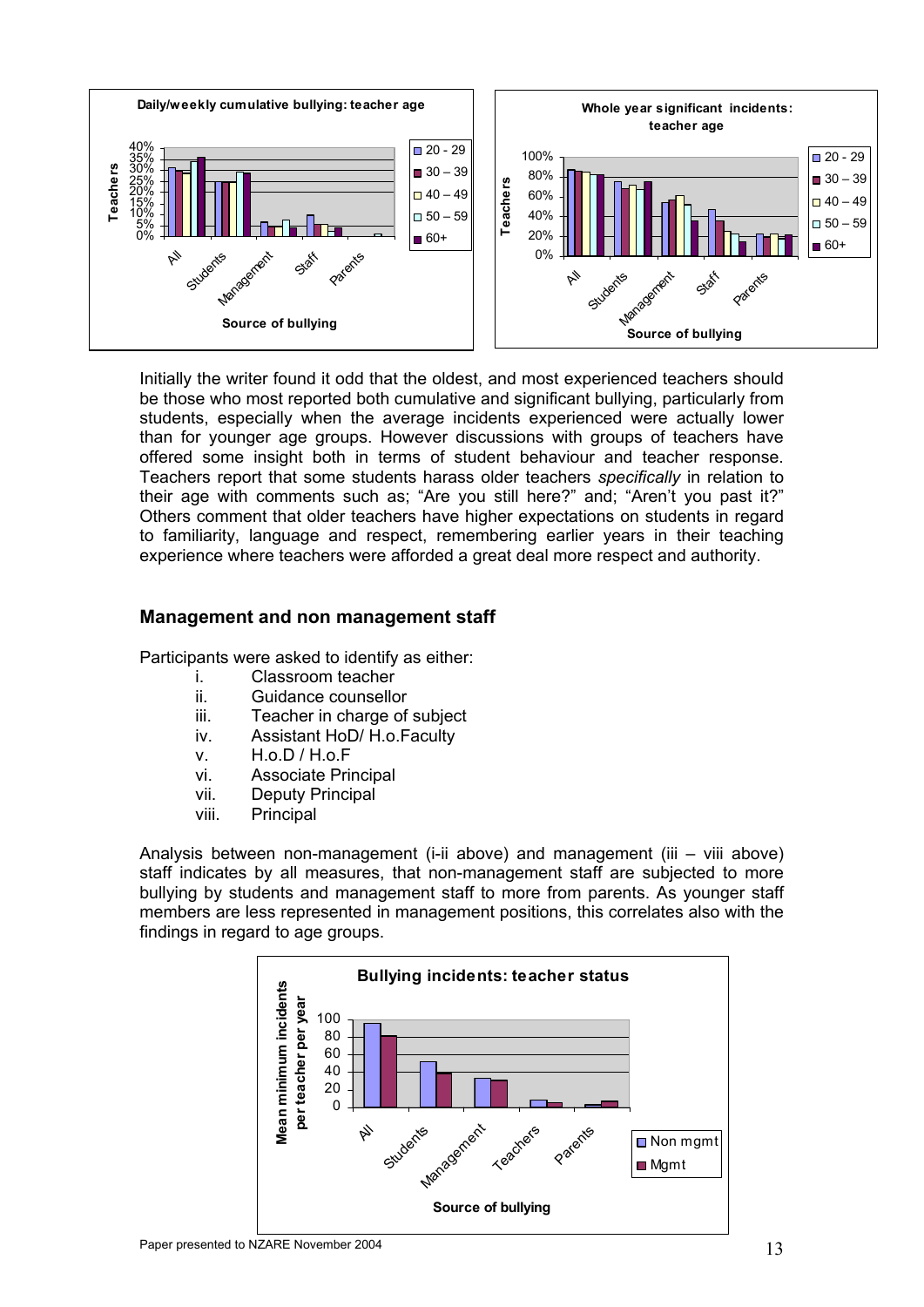Initially the writer found it odd that the oldest, and most experienced teachers should be those who most reported both cumulative and significant bullying, particularly from students, especially when the average incidents experienced were actually lower than for younger age groups. However discussions with groups of teachers have offered some insight both in terms of student behaviour and teacher response. Teachers report that some students harass older teachers *specifically* in relation to their age with comments such as; “Are you still here?” and; “Aren’t you past it?” Others comment that older teachers have higher expectations on students in regard to familiarity, language and respect, remembering earlier years in their teaching experience where teachers were afforded a great deal more respect and authority.

## Management and non management staff

Participants were asked to identify as either:

i. Classroom teacher
ii. Guidance counsellor
iii. Teacher in charge of subject
iv. Assistant HoD/ H.o.Faculty
v. H.o.D / H.o.F
vi. Associate Principal
vii. Deputy Principal
viii. Principal

Analysis between non-management (i-ii above) and management (iii – viii above) staff indicates by all measures, that non-management staff are subjected to more bullying by students and management staff to more from parents. As younger staff members are less represented in management positions, this correlates also with the findings in regard to age groups.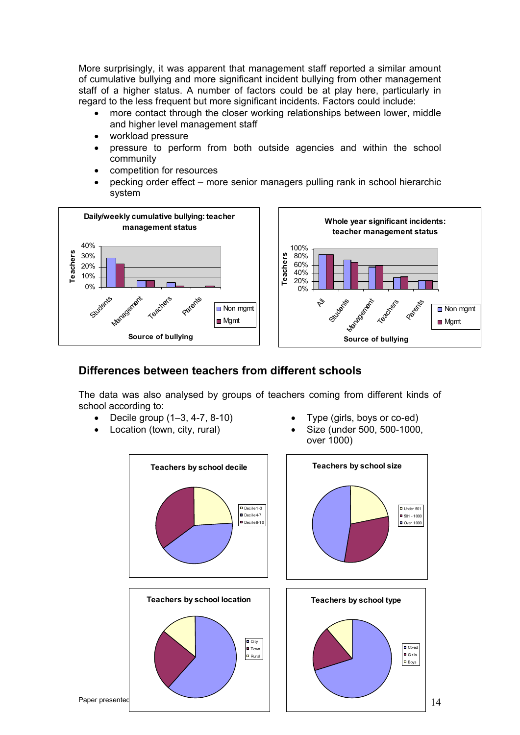More surprisingly, it was apparent that management staff reported a similar amount of cumulative bullying and more significant incident bullying from other management staff of a higher status. A number of factors could be at play here, particularly in regard to the less frequent but more significant incidents. Factors could include:

- more contact through the closer working relationships between lower, middle and higher level management staff
- workload pressure
- pressure to perform from both outside agencies and within the school community
- competition for resources
- pecking order effect – more senior managers pulling rank in school hierarchic system

**Daily/weekly cumulative bullying: teacher management status**

**Whole year significant incidents: teacher management status**

## Differences between teachers from different schools

The data was also analysed by groups of teachers coming from different kinds of school according to:

- Decile group (1–3, 4-7, 8-10)
- Location (town, city, rural)
- Type (girls, boys or co-ed)
- Size (under 500, 500-1000, over 1000)

**Teachers by school decile**

**Teachers by school size**

**Teachers by school location**

**Teachers by school type**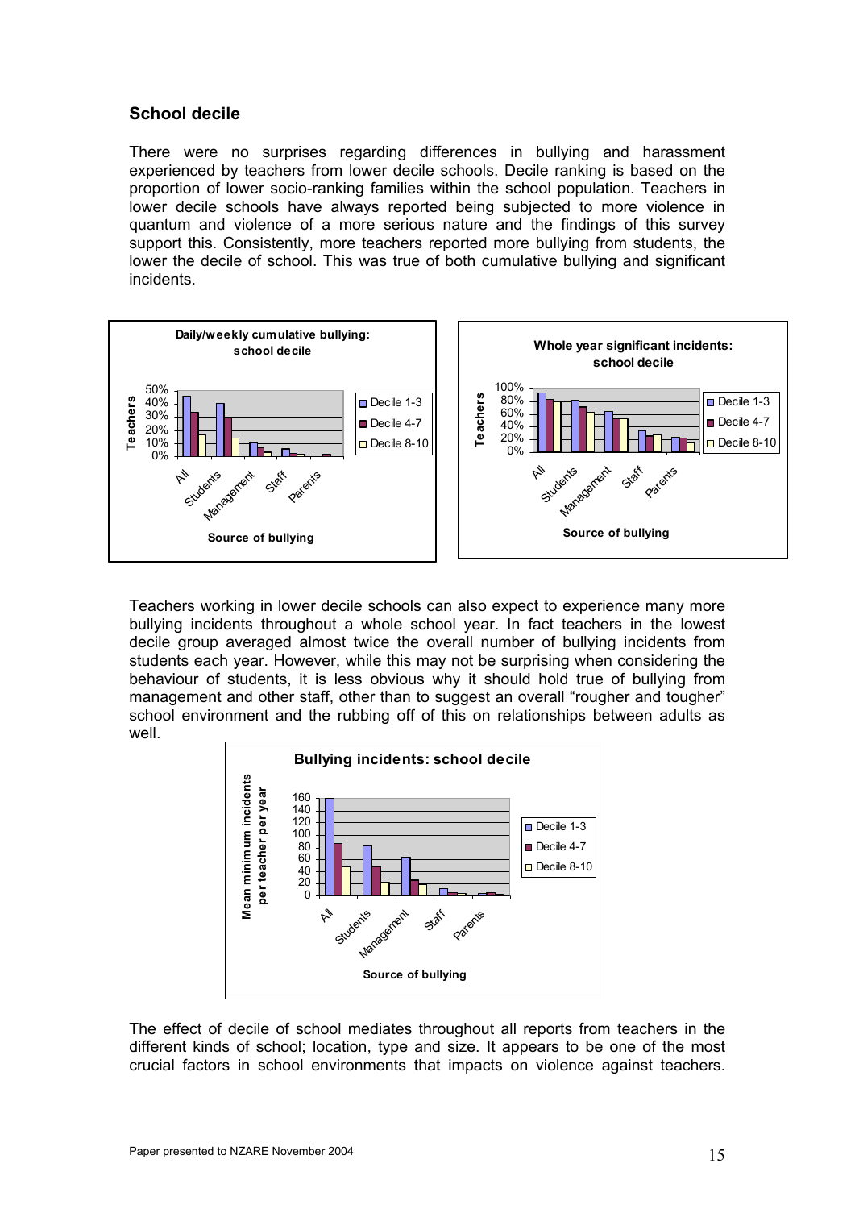### School decile

There were no surprises regarding differences in bullying and harassment experienced by teachers from lower decile schools. Decile ranking is based on the proportion of lower socio-ranking families within the school population. Teachers in lower decile schools have always reported being subjected to more violence in quantum and violence of a more serious nature and the findings of this survey support this. Consistently, more teachers reported more bullying from students, the lower the decile of school. This was true of both cumulative bullying and significant incidents.

Teachers working in lower decile schools can also expect to experience many more bullying incidents throughout a whole school year. In fact teachers in the lowest decile group averaged almost twice the overall number of bullying incidents from students each year. However, while this may not be surprising when considering the behaviour of students, it is less obvious why it should hold true of bullying from management and other staff, other than to suggest an overall "rougher and tougher" school environment and the rubbing off of this on relationships between adults as well.

The effect of decile of school mediates throughout all reports from teachers in the different kinds of school; location, type and size. It appears to be one of the most crucial factors in school environments that impacts on violence against teachers.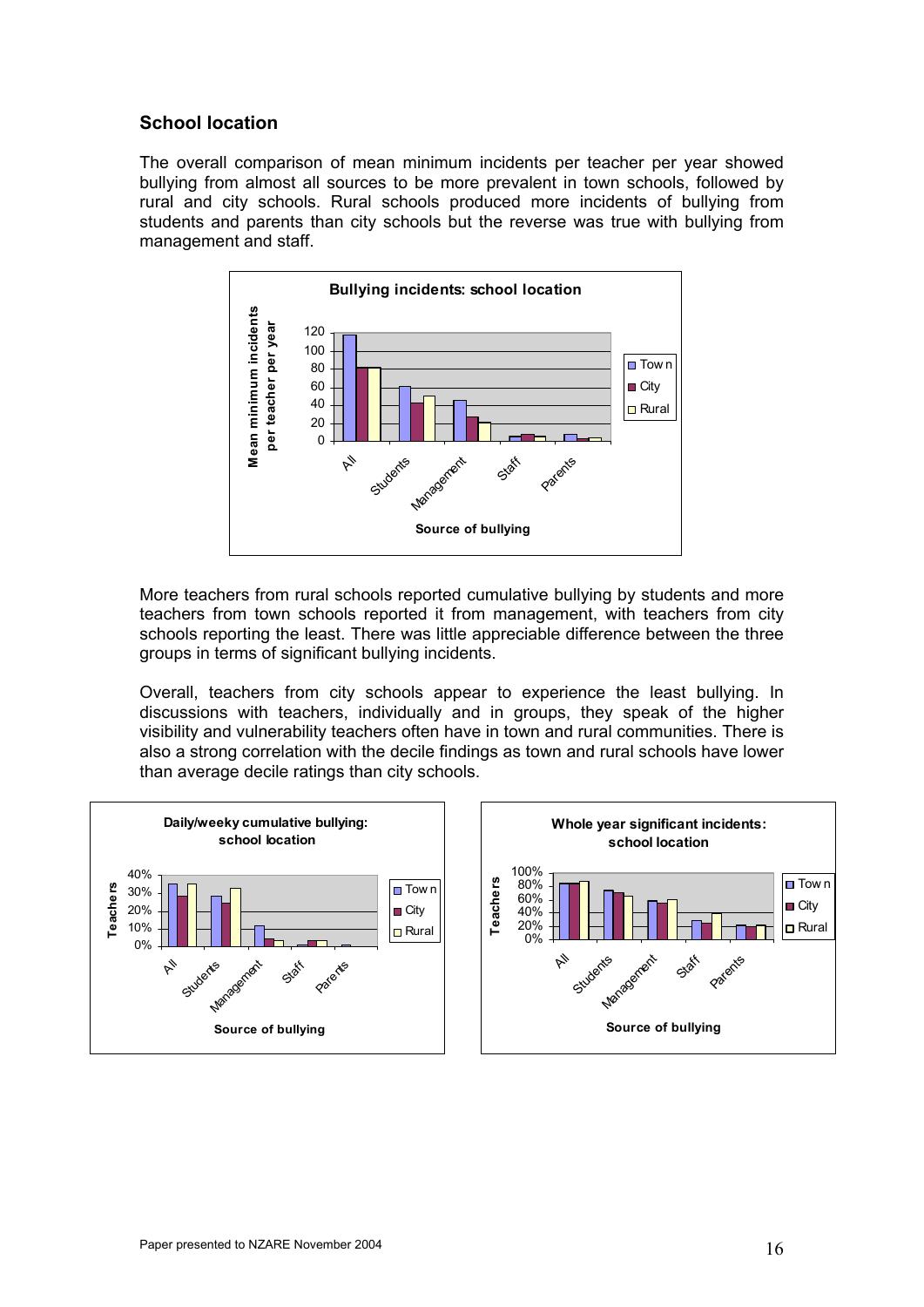## School location

The overall comparison of mean minimum incidents per teacher per year showed bullying from almost all sources to be more prevalent in town schools, followed by rural and city schools. Rural schools produced more incidents of bullying from students and parents than city schools but the reverse was true with bullying from management and staff.

More teachers from rural schools reported cumulative bullying by students and more teachers from town schools reported it from management, with teachers from city schools reporting the least. There was little appreciable difference between the three groups in terms of significant bullying incidents.

Overall, teachers from city schools appear to experience the least bullying. In discussions with teachers, individually and in groups, they speak of the higher visibility and vulnerability teachers often have in town and rural communities. There is also a strong correlation with the decile findings as town and rural schools have lower than average decile ratings than city schools.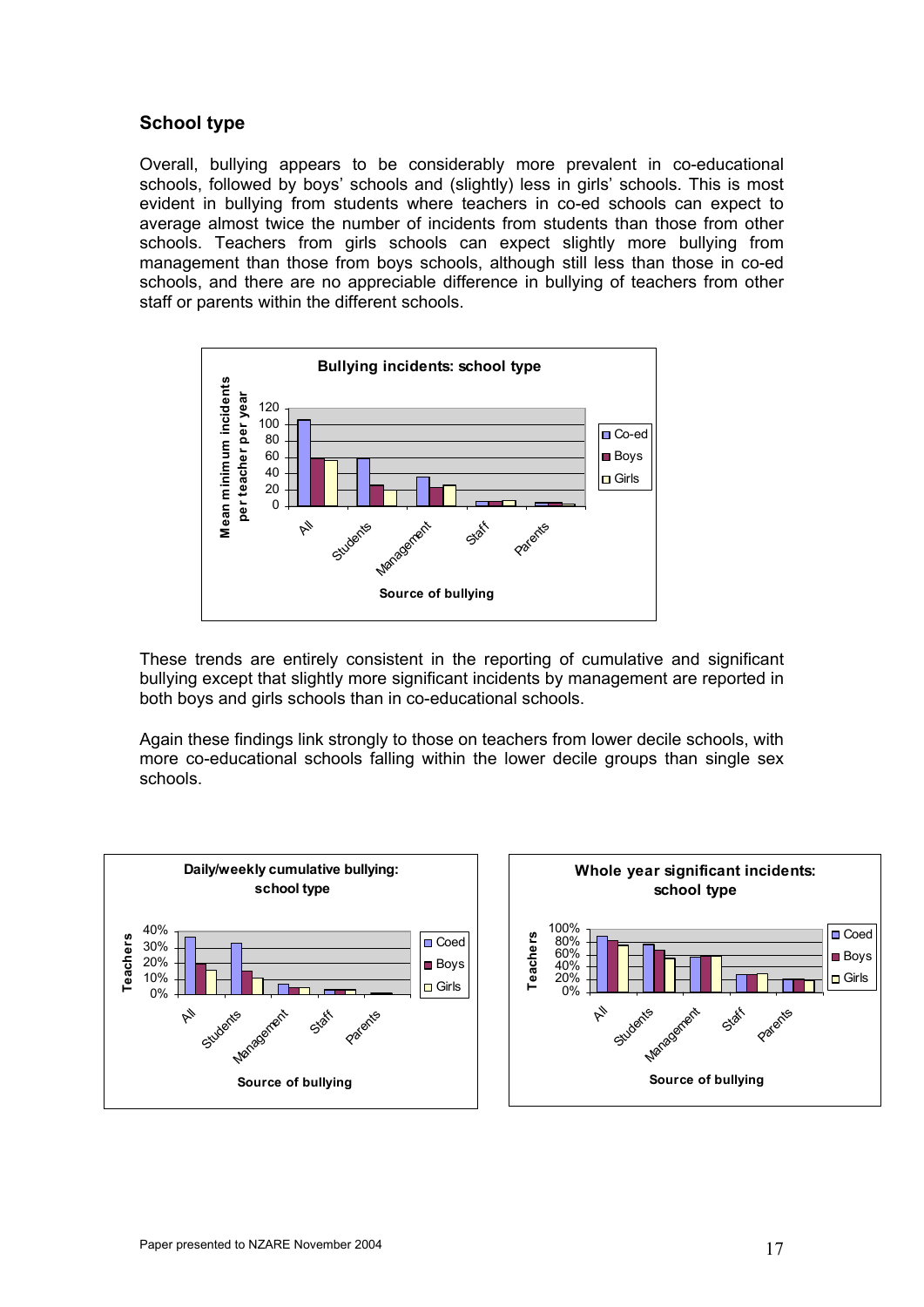### School type

Overall, bullying appears to be considerably more prevalent in co-educational schools, followed by boys' schools and (slightly) less in girls' schools. This is most evident in bullying from students where teachers in co-ed schools can expect to average almost twice the number of incidents from students than those from other schools. Teachers from girls schools can expect slightly more bullying from management than those from boys schools, although still less than those in co-ed schools, and there are no appreciable difference in bullying of teachers from other staff or parents within the different schools.

These trends are entirely consistent in the reporting of cumulative and significant bullying except that slightly more significant incidents by management are reported in both boys and girls schools than in co-educational schools.

Again these findings link strongly to those on teachers from lower decile schools, with more co-educational schools falling within the lower decile groups than single sex schools.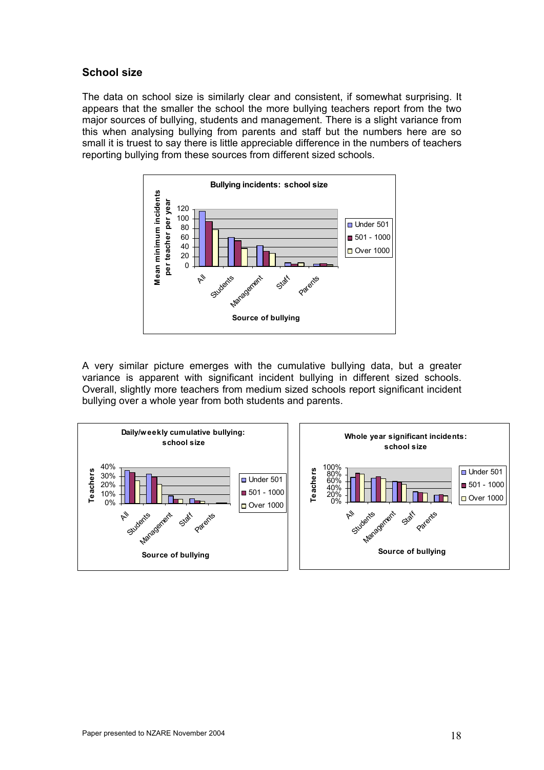## School size

The data on school size is similarly clear and consistent, if somewhat surprising. It appears that the smaller the school the more bullying teachers report from the two major sources of bullying, students and management. There is a slight variance from this when analysing bullying from parents and staff but the numbers here are so small it is truest to say there is little appreciable difference in the numbers of teachers reporting bullying from these sources from different sized schools.

A very similar picture emerges with the cumulative bullying data, but a greater variance is apparent with significant incident bullying in different sized schools. Overall, slightly more teachers from medium sized schools report significant incident bullying over a whole year from both students and parents.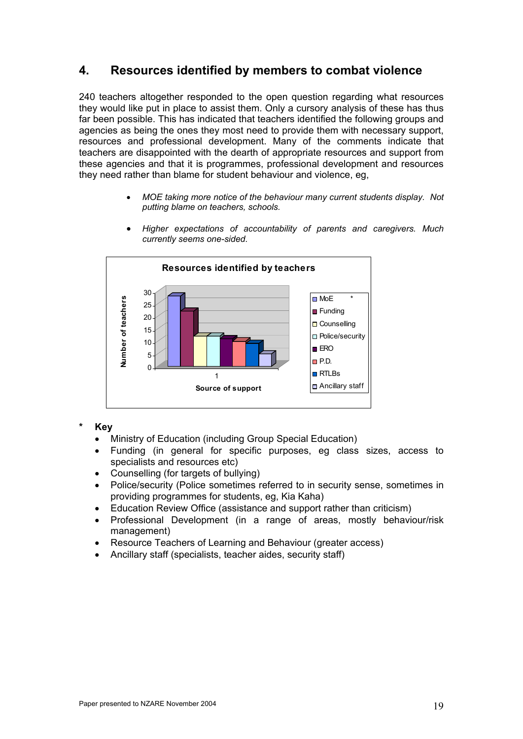## 4. Resources identified by members to combat violence

240 teachers altogether responded to the open question regarding what resources they would like put in place to assist them. Only a cursory analysis of these has thus far been possible. This has indicated that teachers identified the following groups and agencies as being the ones they most need to provide them with necessary support, resources and professional development. Many of the comments indicate that teachers are disappointed with the dearth of appropriate resources and support from these agencies and that it is programmes, professional development and resources they need rather than blame for student behaviour and violence, eg,

- *MOE taking more notice of the behaviour many current students display. Not putting blame on teachers, schools.*
- *Higher expectations of accountability of parents and caregivers. Much currently seems one-sided.*

**Resources identified by teachers**

Number of teachers (0–30) by Source of support: MoE *, Funding, Counselling, Police/security, ERO, P.D., RTLBs, Ancillary staff

\* **Key**

- Ministry of Education (including Group Special Education)
- Funding (in general for specific purposes, eg class sizes, access to specialists and resources etc)
- Counselling (for targets of bullying)
- Police/security (Police sometimes referred to in security sense, sometimes in providing programmes for students, eg, Kia Kaha)
- Education Review Office (assistance and support rather than criticism)
- Professional Development (in a range of areas, mostly behaviour/risk management)
- Resource Teachers of Learning and Behaviour (greater access)
- Ancillary staff (specialists, teacher aides, security staff)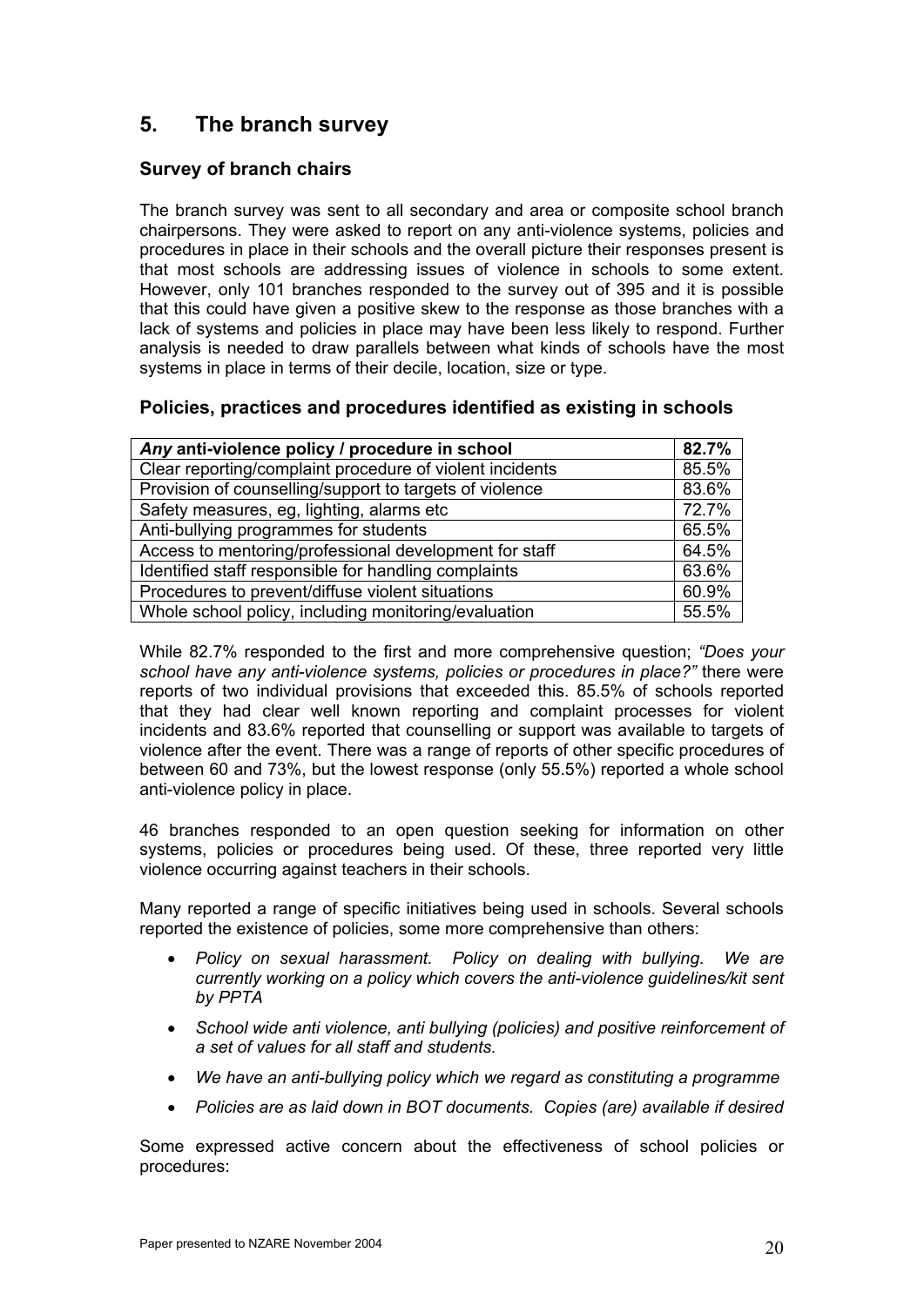## 5. The branch survey

### Survey of branch chairs

The branch survey was sent to all secondary and area or composite school branch chairpersons. They were asked to report on any anti-violence systems, policies and procedures in place in their schools and the overall picture their responses present is that most schools are addressing issues of violence in schools to some extent. However, only 101 branches responded to the survey out of 395 and it is possible that this could have given a positive skew to the response as those branches with a lack of systems and policies in place may have been less likely to respond. Further analysis is needed to draw parallels between what kinds of schools have the most systems in place in terms of their decile, location, size or type.

### Policies, practices and procedures identified as existing in schools

| ***Any* anti-violence policy / procedure in school** | **82.7%** |
|---|---|
| Clear reporting/complaint procedure of violent incidents | 85.5% |
| Provision of counselling/support to targets of violence | 83.6% |
| Safety measures, eg, lighting, alarms etc | 72.7% |
| Anti-bullying programmes for students | 65.5% |
| Access to mentoring/professional development for staff | 64.5% |
| Identified staff responsible for handling complaints | 63.6% |
| Procedures to prevent/diffuse violent situations | 60.9% |
| Whole school policy, including monitoring/evaluation | 55.5% |

While 82.7% responded to the first and more comprehensive question; *"Does your school have any anti-violence systems, policies or procedures in place?"* there were reports of two individual provisions that exceeded this. 85.5% of schools reported that they had clear well known reporting and complaint processes for violent incidents and 83.6% reported that counselling or support was available to targets of violence after the event. There was a range of reports of other specific procedures of between 60 and 73%, but the lowest response (only 55.5%) reported a whole school anti-violence policy in place.

46 branches responded to an open question seeking for information on other systems, policies or procedures being used. Of these, three reported very little violence occurring against teachers in their schools.

Many reported a range of specific initiatives being used in schools. Several schools reported the existence of policies, some more comprehensive than others:

- *Policy on sexual harassment. Policy on dealing with bullying. We are currently working on a policy which covers the anti-violence guidelines/kit sent by PPTA*
- *School wide anti violence, anti bullying (policies) and positive reinforcement of a set of values for all staff and students.*
- *We have an anti-bullying policy which we regard as constituting a programme*
- *Policies are as laid down in BOT documents. Copies (are) available if desired*

Some expressed active concern about the effectiveness of school policies or procedures: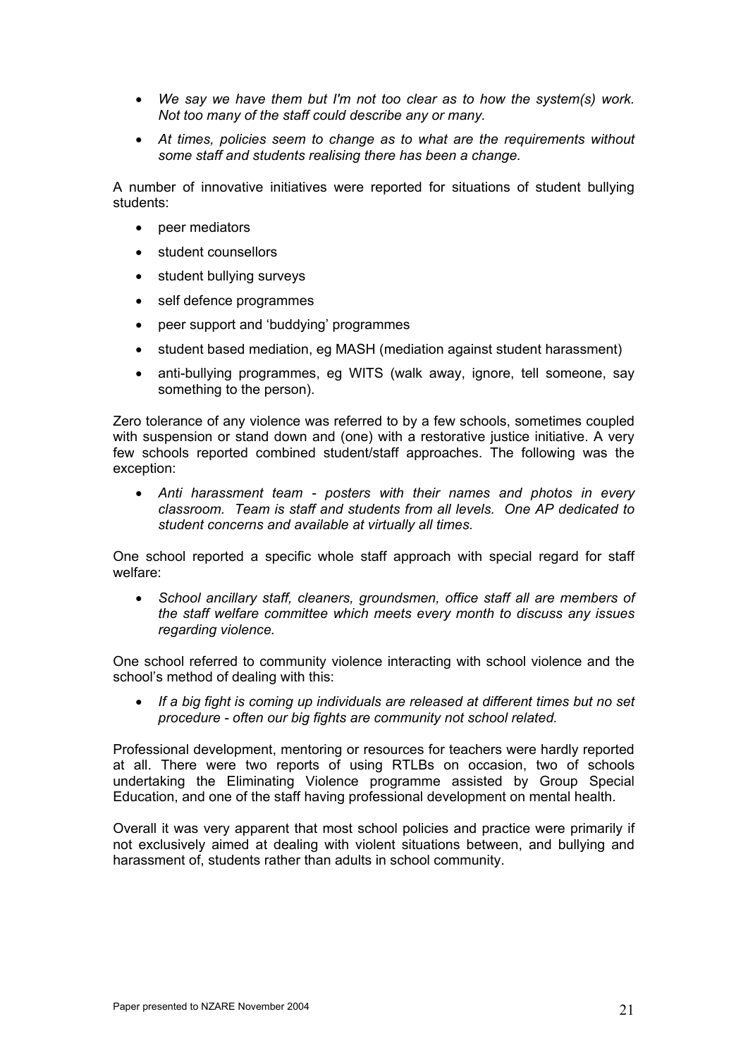- *We say we have them but I'm not too clear as to how the system(s) work. Not too many of the staff could describe any or many.*
- *At times, policies seem to change as to what are the requirements without some staff and students realising there has been a change.*

A number of innovative initiatives were reported for situations of student bullying students:

- peer mediators
- student counsellors
- student bullying surveys
- self defence programmes
- peer support and 'buddying' programmes
- student based mediation, eg MASH (mediation against student harassment)
- anti-bullying programmes, eg WITS (walk away, ignore, tell someone, say something to the person).

Zero tolerance of any violence was referred to by a few schools, sometimes coupled with suspension or stand down and (one) with a restorative justice initiative. A very few schools reported combined student/staff approaches. The following was the exception:

- *Anti harassment team - posters with their names and photos in every classroom. Team is staff and students from all levels. One AP dedicated to student concerns and available at virtually all times.*

One school reported a specific whole staff approach with special regard for staff welfare:

- *School ancillary staff, cleaners, groundsmen, office staff all are members of the staff welfare committee which meets every month to discuss any issues regarding violence.*

One school referred to community violence interacting with school violence and the school's method of dealing with this:

- *If a big fight is coming up individuals are released at different times but no set procedure - often our big fights are community not school related.*

Professional development, mentoring or resources for teachers were hardly reported at all. There were two reports of using RTLBs on occasion, two of schools undertaking the Eliminating Violence programme assisted by Group Special Education, and one of the staff having professional development on mental health.

Overall it was very apparent that most school policies and practice were primarily if not exclusively aimed at dealing with violent situations between, and bullying and harassment of, students rather than adults in school community.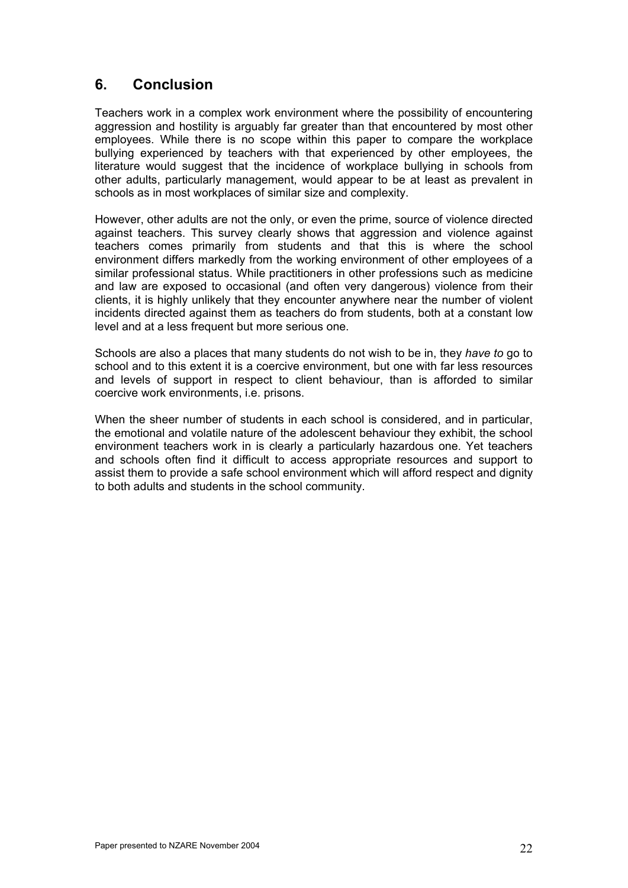## 6. Conclusion

Teachers work in a complex work environment where the possibility of encountering aggression and hostility is arguably far greater than that encountered by most other employees. While there is no scope within this paper to compare the workplace bullying experienced by teachers with that experienced by other employees, the literature would suggest that the incidence of workplace bullying in schools from other adults, particularly management, would appear to be at least as prevalent in schools as in most workplaces of similar size and complexity.

However, other adults are not the only, or even the prime, source of violence directed against teachers. This survey clearly shows that aggression and violence against teachers comes primarily from students and that this is where the school environment differs markedly from the working environment of other employees of a similar professional status. While practitioners in other professions such as medicine and law are exposed to occasional (and often very dangerous) violence from their clients, it is highly unlikely that they encounter anywhere near the number of violent incidents directed against them as teachers do from students, both at a constant low level and at a less frequent but more serious one.

Schools are also a places that many students do not wish to be in, they *have to* go to school and to this extent it is a coercive environment, but one with far less resources and levels of support in respect to client behaviour, than is afforded to similar coercive work environments, i.e. prisons.

When the sheer number of students in each school is considered, and in particular, the emotional and volatile nature of the adolescent behaviour they exhibit, the school environment teachers work in is clearly a particularly hazardous one. Yet teachers and schools often find it difficult to access appropriate resources and support to assist them to provide a safe school environment which will afford respect and dignity to both adults and students in the school community.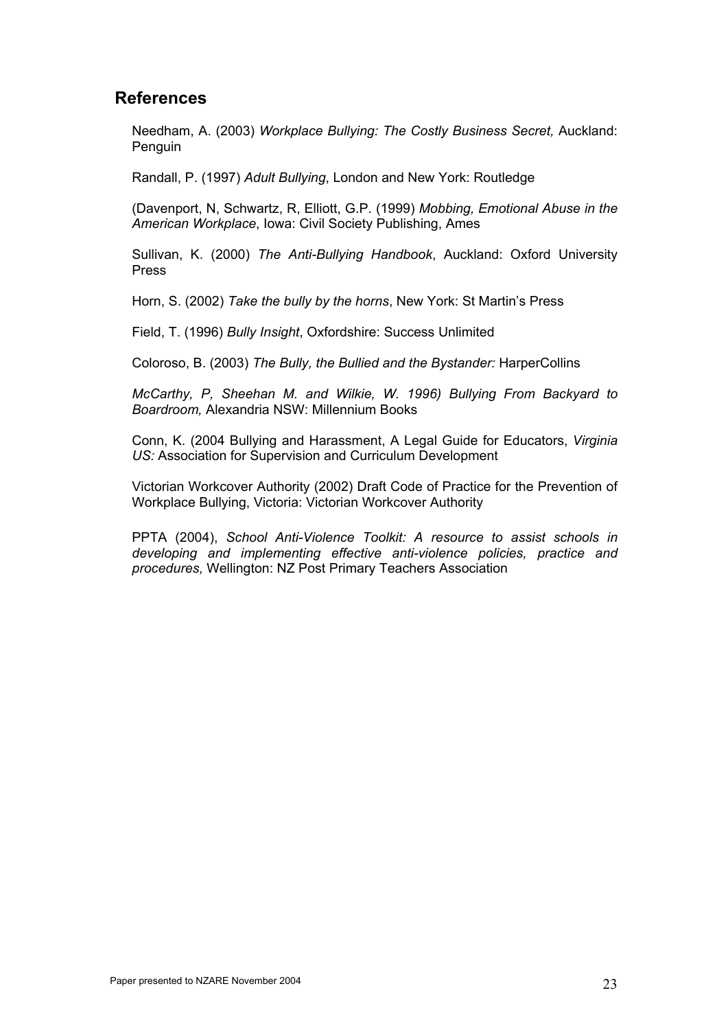## References

Needham, A. (2003) *Workplace Bullying: The Costly Business Secret,* Auckland: Penguin

Randall, P. (1997) *Adult Bullying*, London and New York: Routledge

(Davenport, N, Schwartz, R, Elliott, G.P. (1999) *Mobbing, Emotional Abuse in the American Workplace*, Iowa: Civil Society Publishing, Ames

Sullivan, K. (2000) *The Anti-Bullying Handbook*, Auckland: Oxford University Press

Horn, S. (2002) *Take the bully by the horns*, New York: St Martin's Press

Field, T. (1996) *Bully Insight*, Oxfordshire: Success Unlimited

Coloroso, B. (2003) *The Bully, the Bullied and the Bystander:* HarperCollins

*McCarthy, P, Sheehan M. and Wilkie, W. 1996) Bullying From Backyard to Boardroom,* Alexandria NSW: Millennium Books

Conn, K. (2004 Bullying and Harassment, A Legal Guide for Educators, *Virginia US:* Association for Supervision and Curriculum Development

Victorian Workcover Authority (2002) Draft Code of Practice for the Prevention of Workplace Bullying, Victoria: Victorian Workcover Authority

PPTA (2004), *School Anti-Violence Toolkit: A resource to assist schools in developing and implementing effective anti-violence policies, practice and procedures,* Wellington: NZ Post Primary Teachers Association